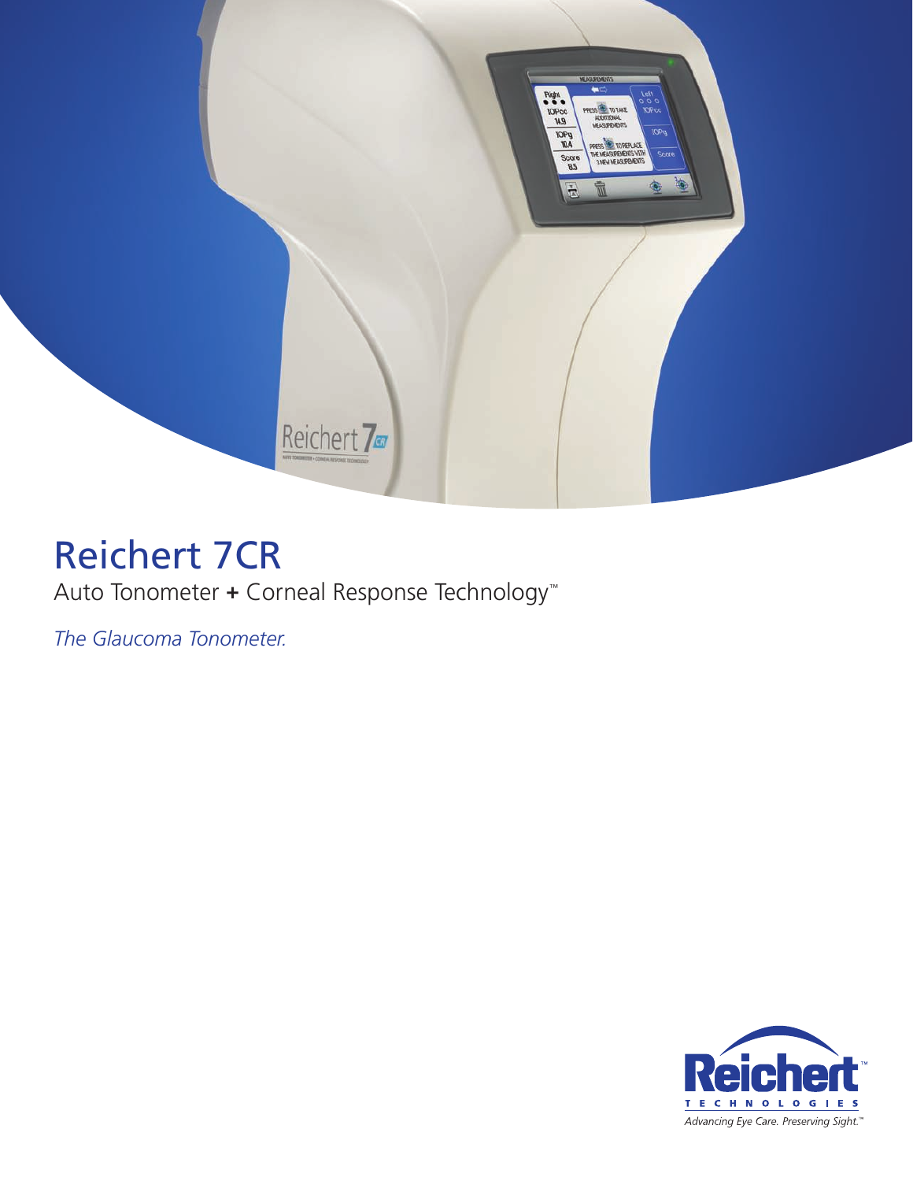# Reichert 7CR

Auto Tonometer **+** Corneal Response Technology™

*The Glaucoma Tonometer.*

Reichert™ TECHNOLOGIES

*Advancing Eye Care. Preserving Sight.™*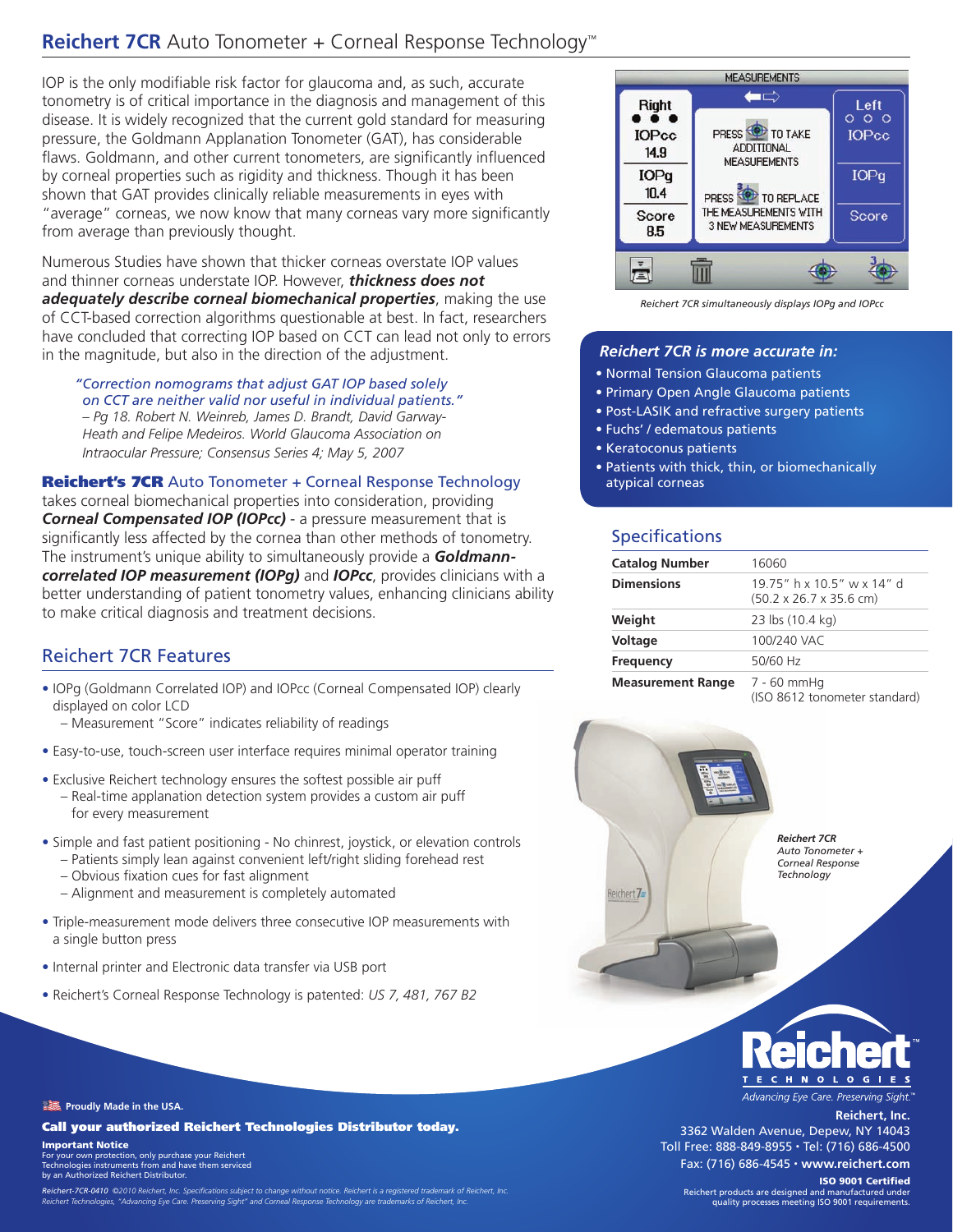# **Reichert 7CR** Auto Tonometer + Corneal Response Technology™

IOP is the only modifiable risk factor for glaucoma and, as such, accurate tonometry is of critical importance in the diagnosis and management of this disease. It is widely recognized that the current gold standard for measuring pressure, the Goldmann Applanation Tonometer (GAT), has considerable flaws. Goldmann, and other current tonometers, are significantly influenced by corneal properties such as rigidity and thickness. Though it has been shown that GAT provides clinically reliable measurements in eyes with "average" corneas, we now know that many corneas vary more significantly from average than previously thought.

Numerous Studies have shown that thicker corneas overstate IOP values and thinner corneas understate IOP. However, ***thickness does not adequately describe corneal biomechanical properties***, making the use of CCT-based correction algorithms questionable at best. In fact, researchers have concluded that correcting IOP based on CCT can lead not only to errors in the magnitude, but also in the direction of the adjustment.

> *"Correction nomograms that adjust GAT IOP based solely on CCT are neither valid nor useful in individual patients."*
> *– Pg 18. Robert N. Weinreb, James D. Brandt, David Garway-Heath and Felipe Medeiros. World Glaucoma Association on Intraocular Pressure; Consensus Series 4; May 5, 2007*

**Reichert's 7CR** Auto Tonometer + Corneal Response Technology takes corneal biomechanical properties into consideration, providing ***Corneal Compensated IOP (IOPcc)*** - a pressure measurement that is significantly less affected by the cornea than other methods of tonometry. The instrument's unique ability to simultaneously provide a ***Goldmann-correlated IOP measurement (IOPg)*** and ***IOPcc***, provides clinicians with a better understanding of patient tonometry values, enhancing clinicians ability to make critical diagnosis and treatment decisions.

## Reichert 7CR Features

- IOPg (Goldmann Correlated IOP) and IOPcc (Corneal Compensated IOP) clearly displayed on color LCD
  - Measurement "Score" indicates reliability of readings
- Easy-to-use, touch-screen user interface requires minimal operator training
- Exclusive Reichert technology ensures the softest possible air puff
  - Real-time applanation detection system provides a custom air puff for every measurement
- Simple and fast patient positioning - No chinrest, joystick, or elevation controls
  - Patients simply lean against convenient left/right sliding forehead rest
  - Obvious fixation cues for fast alignment
  - Alignment and measurement is completely automated
- Triple-measurement mode delivers three consecutive IOP measurements with a single button press
- Internal printer and Electronic data transfer via USB port
- Reichert's Corneal Response Technology is patented: *US 7, 481, 767 B2*

MEASUREMENTS
Right
IOPcc 14.9
IOPg 10.4
Score 8.5
PRESS TO TAKE ADDITIONAL MEASUREMENTS
PRESS TO REPLACE THE MEASUREMENTS WITH 3 NEW MEASUREMENTS
Left
IOPcc
IOPg
Score

*Reichert 7CR simultaneously displays IOPg and IOPcc*

### *Reichert 7CR is more accurate in:*

- Normal Tension Glaucoma patients
- Primary Open Angle Glaucoma patients
- Post-LASIK and refractive surgery patients
- Fuchs' / edematous patients
- Keratoconus patients
- Patients with thick, thin, or biomechanically atypical corneas

## Specifications

| | |
|---|---|
| **Catalog Number** | 16060 |
| **Dimensions** | 19.75" h x 10.5" w x 14" d (50.2 x 26.7 x 35.6 cm) |
| **Weight** | 23 lbs (10.4 kg) |
| **Voltage** | 100/240 VAC |
| **Frequency** | 50/60 Hz |
| **Measurement Range** | 7 - 60 mmHg (ISO 8612 tonometer standard) |

*Reichert 7CR Auto Tonometer + Corneal Response Technology*

Proudly Made in the USA.

**Call your authorized Reichert Technologies Distributor today.**

**Important Notice**
For your own protection, only purchase your Reichert Technologies instruments from and have them serviced by an Authorized Reichert Distributor.

*Reichert-7CR-0410 ©2010 Reichert, Inc. Specifications subject to change without notice. Reichert is a registered trademark of Reichert, Inc. Reichert Technologies, "Advancing Eye Care. Preserving Sight" and Corneal Response Technology are trademarks of Reichert, Inc.*

Reichert™ TECHNOLOGIES
*Advancing Eye Care. Preserving Sight.™*

**Reichert, Inc.**
3362 Walden Avenue, Depew, NY 14043
Toll Free: 888-849-8955 • Tel: (716) 686-4500
Fax: (716) 686-4545 • **www.reichert.com**

**ISO 9001 Certified**
Reichert products are designed and manufactured under quality processes meeting ISO 9001 requirements.